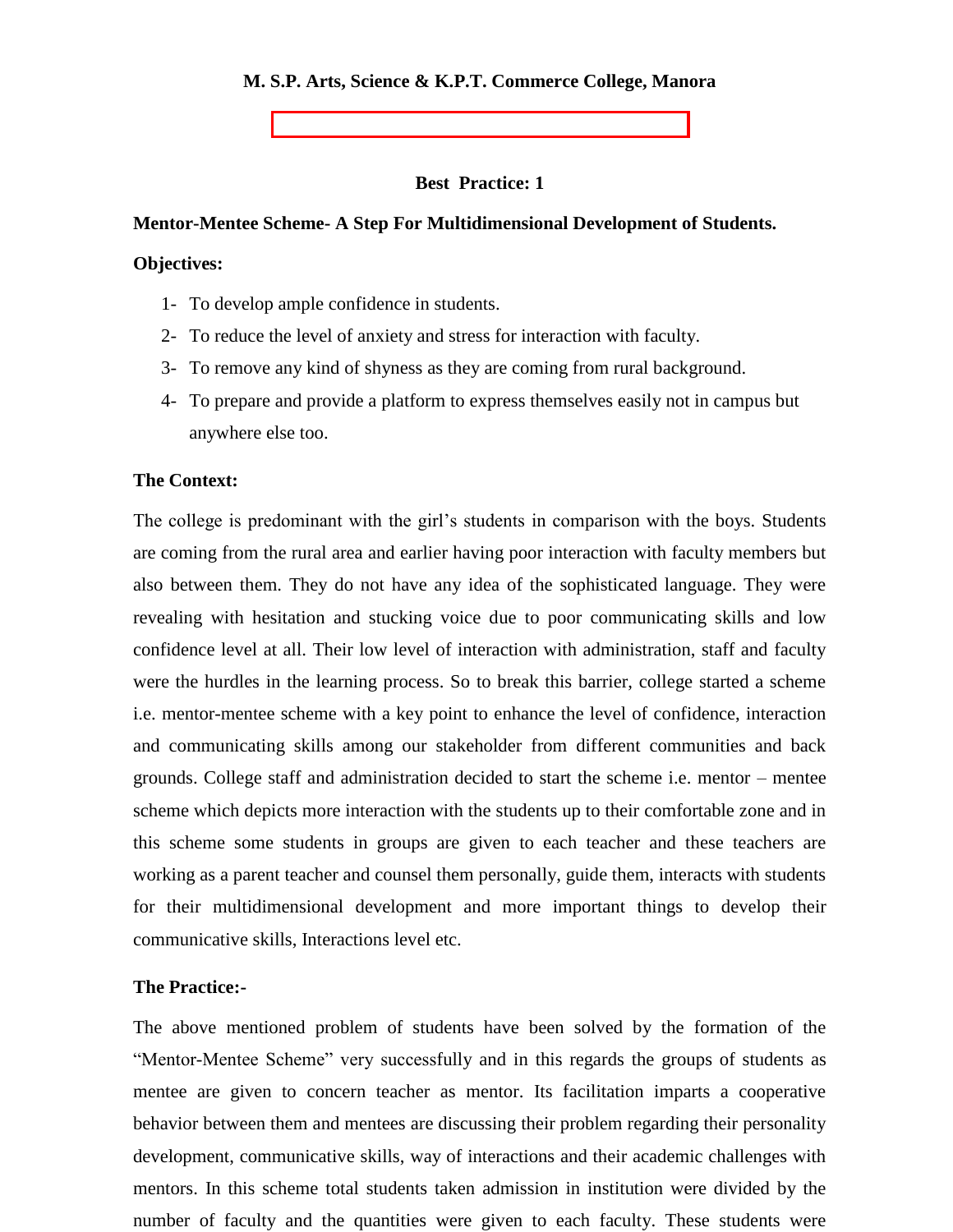# M. S.P. Arts, Science & K.P.T. Commerce College, Manora

## Best Practice: 1

### Mentor-Mentee Scheme- A Step For Multidimensional Development of Students.

**Objectives:**

1- To develop ample confidence in students.
2- To reduce the level of anxiety and stress for interaction with faculty.
3- To remove any kind of shyness as they are coming from rural background.
4- To prepare and provide a platform to express themselves easily not in campus but anywhere else too.

**The Context:**

The college is predominant with the girl's students in comparison with the boys. Students are coming from the rural area and earlier having poor interaction with faculty members but also between them. They do not have any idea of the sophisticated language. They were revealing with hesitation and stucking voice due to poor communicating skills and low confidence level at all. Their low level of interaction with administration, staff and faculty were the hurdles in the learning process. So to break this barrier, college started a scheme i.e. mentor-mentee scheme with a key point to enhance the level of confidence, interaction and communicating skills among our stakeholder from different communities and back grounds. College staff and administration decided to start the scheme i.e. mentor – mentee scheme which depicts more interaction with the students up to their comfortable zone and in this scheme some students in groups are given to each teacher and these teachers are working as a parent teacher and counsel them personally, guide them, interacts with students for their multidimensional development and more important things to develop their communicative skills, Interactions level etc.

**The Practice:-**

The above mentioned problem of students have been solved by the formation of the "Mentor-Mentee Scheme" very successfully and in this regards the groups of students as mentee are given to concern teacher as mentor. Its facilitation imparts a cooperative behavior between them and mentees are discussing their problem regarding their personality development, communicative skills, way of interactions and their academic challenges with mentors. In this scheme total students taken admission in institution were divided by the number of faculty and the quantities were given to each faculty. These students were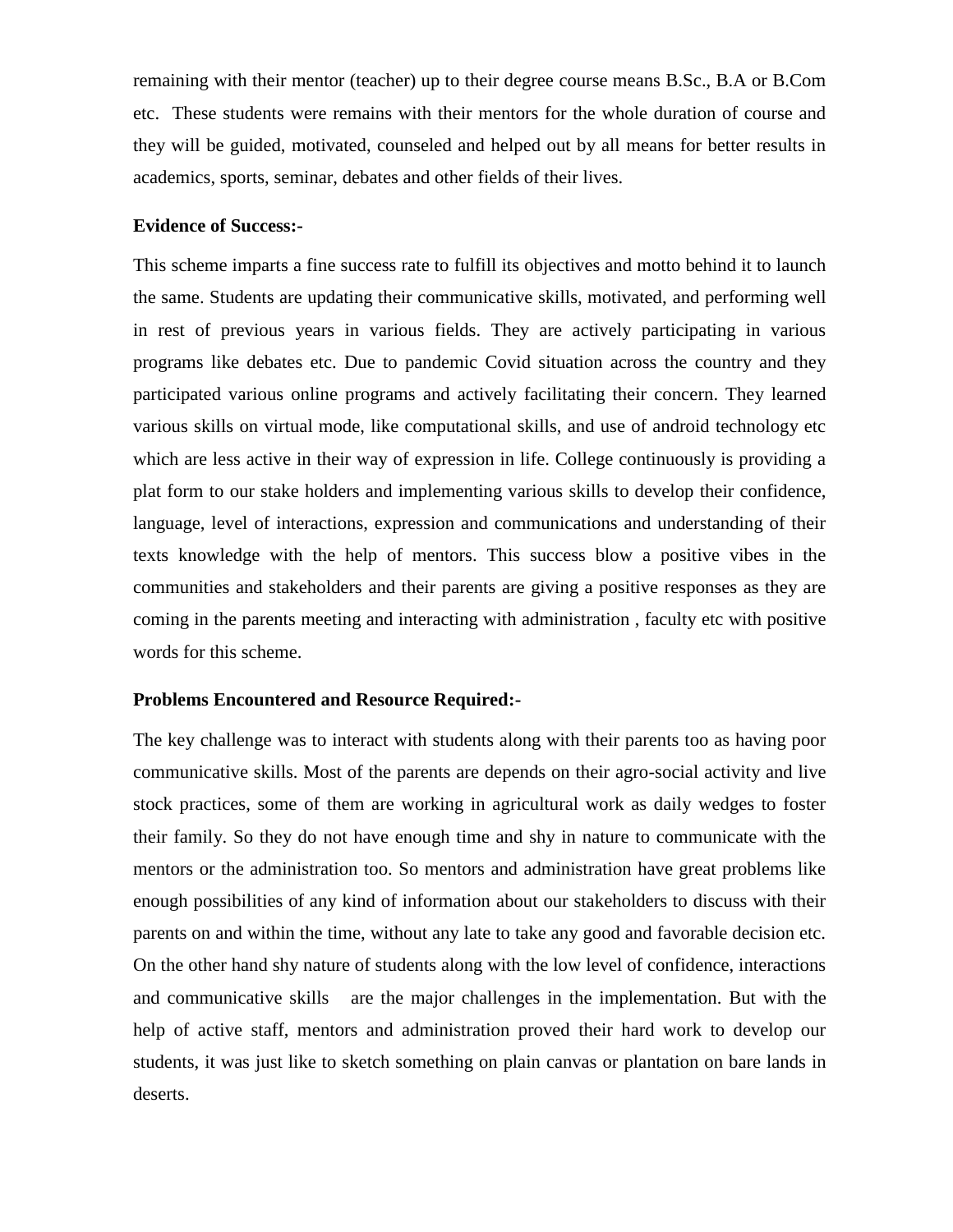remaining with their mentor (teacher) up to their degree course means B.Sc., B.A or B.Com etc. These students were remains with their mentors for the whole duration of course and they will be guided, motivated, counseled and helped out by all means for better results in academics, sports, seminar, debates and other fields of their lives.

**Evidence of Success:-**

This scheme imparts a fine success rate to fulfill its objectives and motto behind it to launch the same. Students are updating their communicative skills, motivated, and performing well in rest of previous years in various fields. They are actively participating in various programs like debates etc. Due to pandemic Covid situation across the country and they participated various online programs and actively facilitating their concern. They learned various skills on virtual mode, like computational skills, and use of android technology etc which are less active in their way of expression in life. College continuously is providing a plat form to our stake holders and implementing various skills to develop their confidence, language, level of interactions, expression and communications and understanding of their texts knowledge with the help of mentors. This success blow a positive vibes in the communities and stakeholders and their parents are giving a positive responses as they are coming in the parents meeting and interacting with administration , faculty etc with positive words for this scheme.

**Problems Encountered and Resource Required:-**

The key challenge was to interact with students along with their parents too as having poor communicative skills. Most of the parents are depends on their agro-social activity and live stock practices, some of them are working in agricultural work as daily wedges to foster their family. So they do not have enough time and shy in nature to communicate with the mentors or the administration too. So mentors and administration have great problems like enough possibilities of any kind of information about our stakeholders to discuss with their parents on and within the time, without any late to take any good and favorable decision etc. On the other hand shy nature of students along with the low level of confidence, interactions and communicative skills are the major challenges in the implementation. But with the help of active staff, mentors and administration proved their hard work to develop our students, it was just like to sketch something on plain canvas or plantation on bare lands in deserts.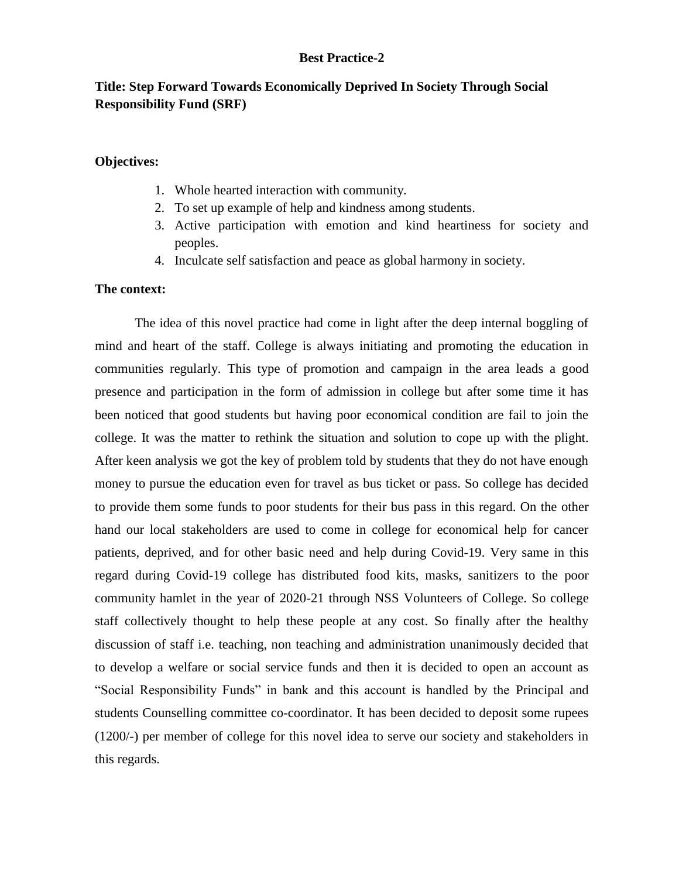**Best Practice-2**

**Title: Step Forward Towards Economically Deprived In Society Through Social Responsibility Fund (SRF)**

**Objectives:**

1. Whole hearted interaction with community.
2. To set up example of help and kindness among students.
3. Active participation with emotion and kind heartiness for society and peoples.
4. Inculcate self satisfaction and peace as global harmony in society.

**The context:**

The idea of this novel practice had come in light after the deep internal boggling of mind and heart of the staff. College is always initiating and promoting the education in communities regularly. This type of promotion and campaign in the area leads a good presence and participation in the form of admission in college but after some time it has been noticed that good students but having poor economical condition are fail to join the college. It was the matter to rethink the situation and solution to cope up with the plight. After keen analysis we got the key of problem told by students that they do not have enough money to pursue the education even for travel as bus ticket or pass. So college has decided to provide them some funds to poor students for their bus pass in this regard. On the other hand our local stakeholders are used to come in college for economical help for cancer patients, deprived, and for other basic need and help during Covid-19. Very same in this regard during Covid-19 college has distributed food kits, masks, sanitizers to the poor community hamlet in the year of 2020-21 through NSS Volunteers of College. So college staff collectively thought to help these people at any cost. So finally after the healthy discussion of staff i.e. teaching, non teaching and administration unanimously decided that to develop a welfare or social service funds and then it is decided to open an account as "Social Responsibility Funds" in bank and this account is handled by the Principal and students Counselling committee co-coordinator. It has been decided to deposit some rupees (1200/-) per member of college for this novel idea to serve our society and stakeholders in this regards.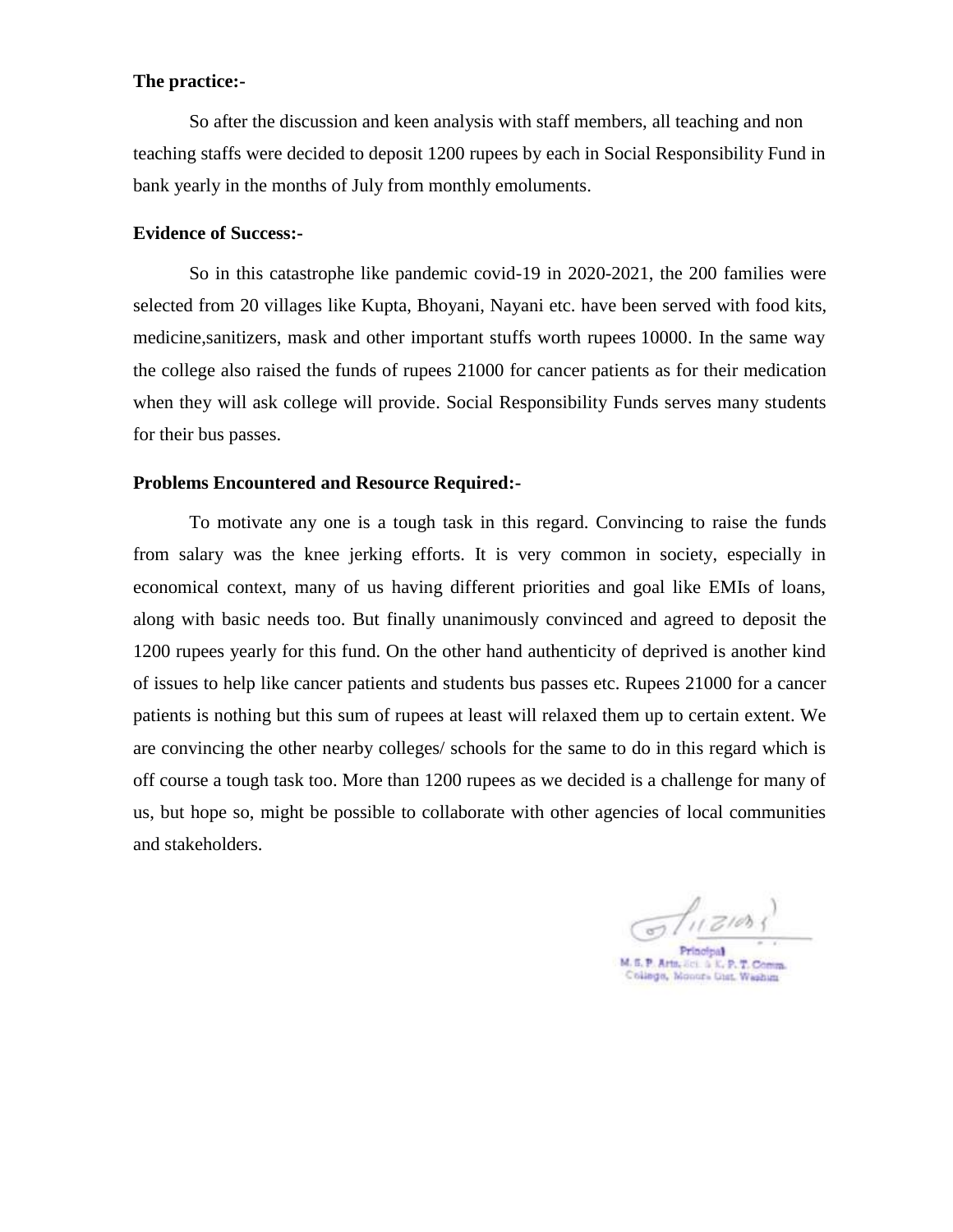**The practice:-**

So after the discussion and keen analysis with staff members, all teaching and non teaching staffs were decided to deposit 1200 rupees by each in Social Responsibility Fund in bank yearly in the months of July from monthly emoluments.

**Evidence of Success:-**

So in this catastrophe like pandemic covid-19 in 2020-2021, the 200 families were selected from 20 villages like Kupta, Bhoyani, Nayani etc. have been served with food kits, medicine,sanitizers, mask and other important stuffs worth rupees 10000. In the same way the college also raised the funds of rupees 21000 for cancer patients as for their medication when they will ask college will provide. Social Responsibility Funds serves many students for their bus passes.

**Problems Encountered and Resource Required:-**

To motivate any one is a tough task in this regard. Convincing to raise the funds from salary was the knee jerking efforts. It is very common in society, especially in economical context, many of us having different priorities and goal like EMIs of loans, along with basic needs too. But finally unanimously convinced and agreed to deposit the 1200 rupees yearly for this fund. On the other hand authenticity of deprived is another kind of issues to help like cancer patients and students bus passes etc. Rupees 21000 for a cancer patients is nothing but this sum of rupees at least will relaxed them up to certain extent. We are convincing the other nearby colleges/ schools for the same to do in this regard which is off course a tough task too. More than 1200 rupees as we decided is a challenge for many of us, but hope so, might be possible to collaborate with other agencies of local communities and stakeholders.

Principal
M. S. P. Arts, Sci. & K. P. T. Comm.
College, Manora Dist. Washim